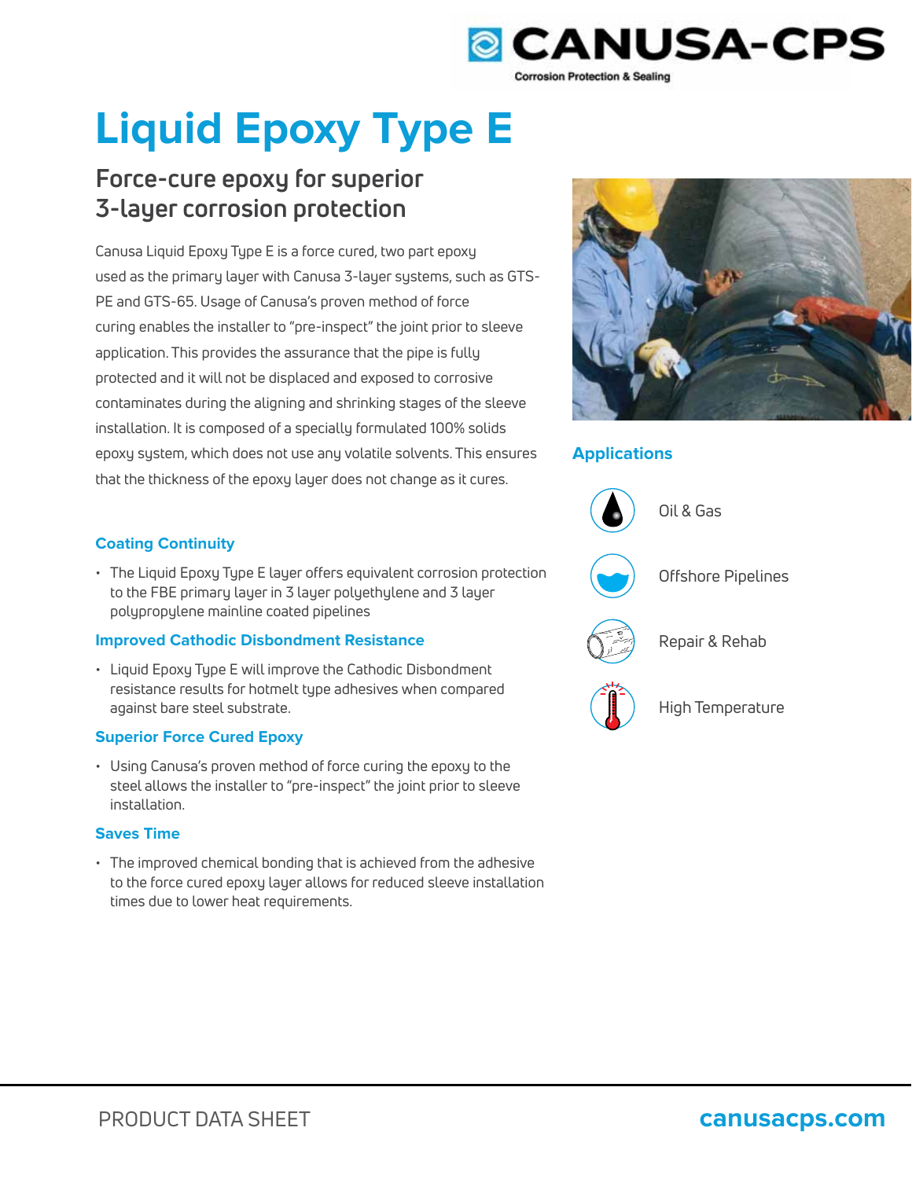CANUSA-CPS
Corrosion Protection & Sealing

# Liquid Epoxy Type E

## Force-cure epoxy for superior 3-layer corrosion protection

Canusa Liquid Epoxy Type E is a force cured, two part epoxy used as the primary layer with Canusa 3-layer systems, such as GTS-PE and GTS-65. Usage of Canusa's proven method of force curing enables the installer to "pre-inspect" the joint prior to sleeve application. This provides the assurance that the pipe is fully protected and it will not be displaced and exposed to corrosive contaminates during the aligning and shrinking stages of the sleeve installation. It is composed of a specially formulated 100% solids epoxy system, which does not use any volatile solvents. This ensures that the thickness of the epoxy layer does not change as it cures.

### Coating Continuity

- The Liquid Epoxy Type E layer offers equivalent corrosion protection to the FBE primary layer in 3 layer polyethylene and 3 layer polypropylene mainline coated pipelines

### Improved Cathodic Disbondment Resistance

- Liquid Epoxy Type E will improve the Cathodic Disbondment resistance results for hotmelt type adhesives when compared against bare steel substrate.

### Superior Force Cured Epoxy

- Using Canusa's proven method of force curing the epoxy to the steel allows the installer to "pre-inspect" the joint prior to sleeve installation.

### Saves Time

- The improved chemical bonding that is achieved from the adhesive to the force cured epoxy layer allows for reduced sleeve installation times due to lower heat requirements.

### Applications

- Oil & Gas
- Offshore Pipelines
- Repair & Rehab
- High Temperature

PRODUCT DATA SHEET

canusacps.com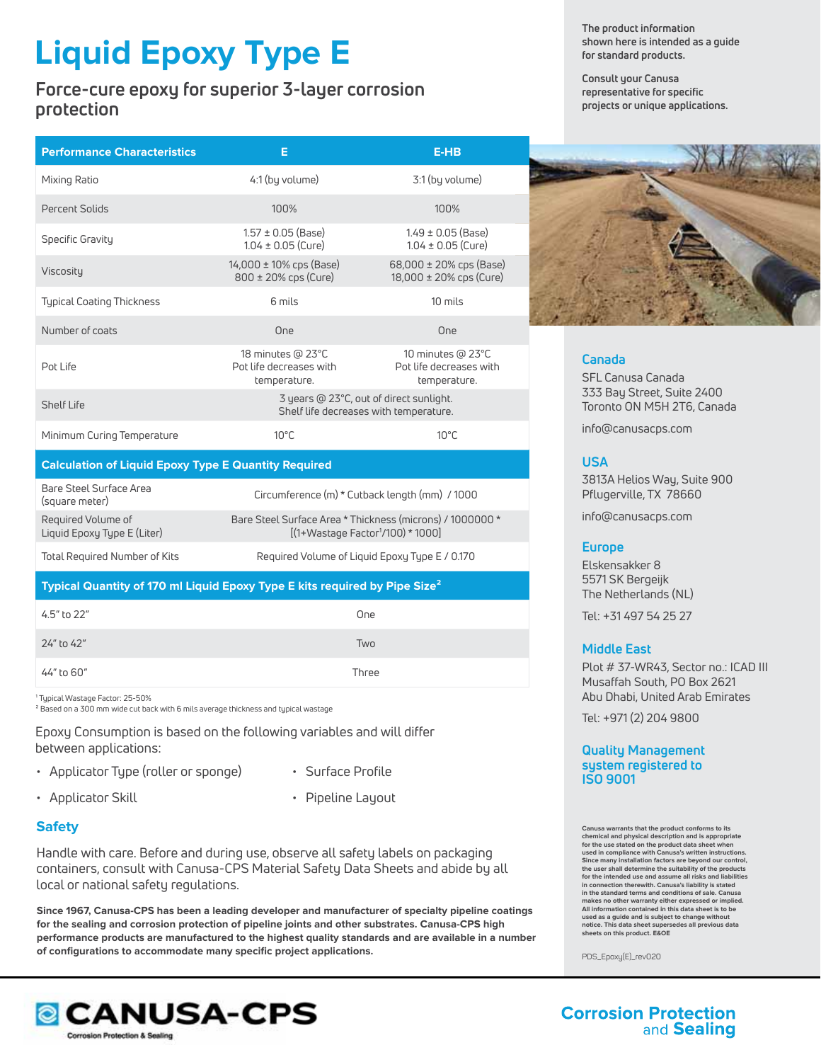# Liquid Epoxy Type E

## Force-cure epoxy for superior 3-layer corrosion protection

The product information shown here is intended as a guide for standard products.

Consult your Canusa representative for specific projects or unique applications.

| Performance Characteristics | E | E-HB |
|---|---|---|
| Mixing Ratio | 4:1 (by volume) | 3:1 (by volume) |
| Percent Solids | 100% | 100% |
| Specific Gravity | 1.57 ± 0.05 (Base)<br>1.04 ± 0.05 (Cure) | 1.49 ± 0.05 (Base)<br>1.04 ± 0.05 (Cure) |
| Viscosity | 14,000 ± 10% cps (Base)<br>800 ± 20% cps (Cure) | 68,000 ± 20% cps (Base)<br>18,000 ± 20% cps (Cure) |
| Typical Coating Thickness | 6 mils | 10 mils |
| Number of coats | One | One |
| Pot Life | 18 minutes @ 23°C<br>Pot life decreases with temperature. | 10 minutes @ 23°C<br>Pot life decreases with temperature. |
| Shelf Life | 3 years @ 23°C, out of direct sunlight.<br>Shelf life decreases with temperature. | |
| Minimum Curing Temperature | 10°C | 10°C |

| Calculation of Liquid Epoxy Type E Quantity Required | |
|---|---|
| Bare Steel Surface Area (square meter) | Circumference (m) * Cutback length (mm) / 1000 |
| Required Volume of Liquid Epoxy Type E (Liter) | Bare Steel Surface Area * Thickness (microns) / 1000000 * [(1+Wastage Factor[1]/100) * 1000] |
| Total Required Number of Kits | Required Volume of Liquid Epoxy Type E / 0.170 |

| Typical Quantity of 170 ml Liquid Epoxy Type E kits required by Pipe Size[2] | |
|---|---|
| 4.5" to 22" | One |
| 24" to 42" | Two |
| 44" to 60" | Three |

[1] Typical Wastage Factor: 25-50%
[2] Based on a 300 mm wide cut back with 6 mils average thickness and typical wastage

Epoxy Consumption is based on the following variables and will differ between applications:

- Applicator Type (roller or sponge)
- Applicator Skill
- Surface Profile
- Pipeline Layout

## Safety

Handle with care. Before and during use, observe all safety labels on packaging containers, consult with Canusa-CPS Material Safety Data Sheets and abide by all local or national safety regulations.

**Since 1967, Canusa-CPS has been a leading developer and manufacturer of specialty pipeline coatings for the sealing and corrosion protection of pipeline joints and other substrates. Canusa-CPS high performance products are manufactured to the highest quality standards and are available in a number of configurations to accommodate many specific project applications.**

### Canada

SFL Canusa Canada
333 Bay Street, Suite 2400
Toronto ON M5H 2T6, Canada

info@canusacps.com

### USA

3813A Helios Way, Suite 900
Pflugerville, TX 78660

info@canusacps.com

### Europe

Elskensakker 8
5571 SK Bergeijk
The Netherlands (NL)

Tel: +31 497 54 25 27

### Middle East

Plot # 37-WR43, Sector no.: ICAD III
Musaffah South, PO Box 2621
Abu Dhabi, United Arab Emirates

Tel: +971 (2) 204 9800

### Quality Management system registered to ISO 9001

**Canusa warrants that the product conforms to its chemical and physical description and is appropriate for the use stated on the product data sheet when used in compliance with Canusa's written instructions. Since many installation factors are beyond our control, the user shall determine the suitability of the products for the intended use and assume all risks and liabilities in connection therewith. Canusa's liability is stated in the standard terms and conditions of sale. Canusa makes no other warranty either expressed or implied. All information contained in this data sheet is to be used as a guide and is subject to change without notice. This data sheet supersedes all previous data sheets on this product. E&OE**

PDS_Epoxy(E)_rev020

CANUSA-CPS
Corrosion Protection & Sealing

**Corrosion Protection and Sealing**